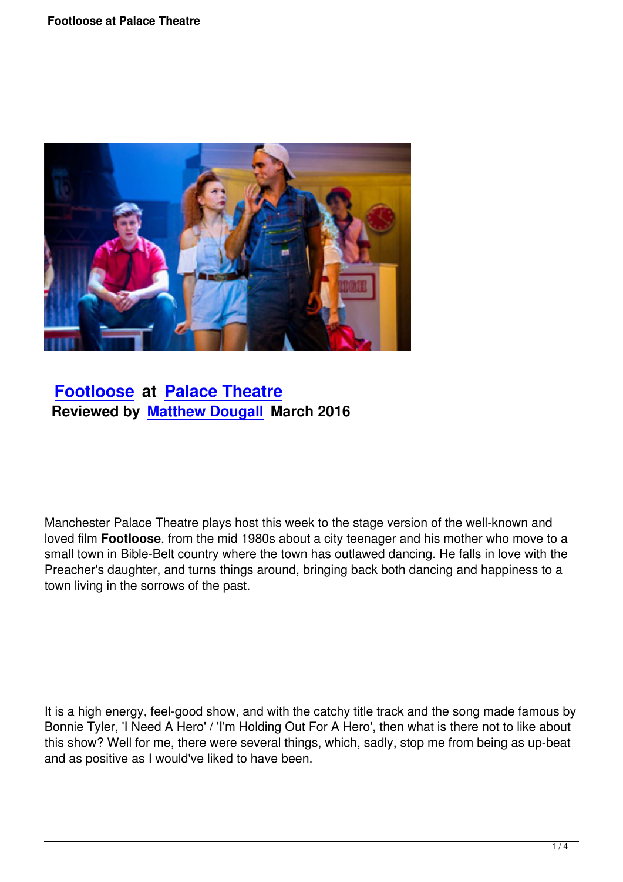## Footloose at Palace Theatre

**Reviewed by Matthew Dougall March 2016**

Manchester Palace Theatre plays host this week to the stage version of the well-known and loved film **Footloose**, from the mid 1980s about a city teenager and his mother who move to a small town in Bible-Belt country where the town has outlawed dancing. He falls in love with the Preacher's daughter, and turns things around, bringing back both dancing and happiness to a town living in the sorrows of the past.

It is a high energy, feel-good show, and with the catchy title track and the song made famous by Bonnie Tyler, 'I Need A Hero' / 'I'm Holding Out For A Hero', then what is there not to like about this show? Well for me, there were several things, which, sadly, stop me from being as up-beat and as positive as I would've liked to have been.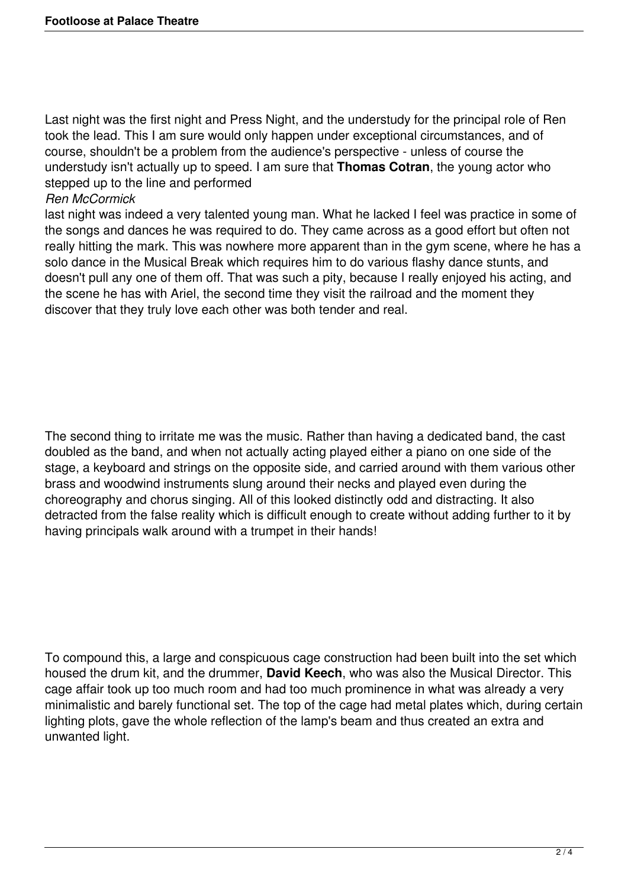Last night was the first night and Press Night, and the understudy for the principal role of Ren took the lead. This I am sure would only happen under exceptional circumstances, and of course, shouldn't be a problem from the audience's perspective - unless of course the understudy isn't actually up to speed. I am sure that **Thomas Cotran**, the young actor who stepped up to the line and performed *Ren McCormick* last night was indeed a very talented young man. What he lacked I feel was practice in some of the songs and dances he was required to do. They came across as a good effort but often not really hitting the mark. This was nowhere more apparent than in the gym scene, where he has a solo dance in the Musical Break which requires him to do various flashy dance stunts, and doesn't pull any one of them off. That was such a pity, because I really enjoyed his acting, and the scene he has with Ariel, the second time they visit the railroad and the moment they discover that they truly love each other was both tender and real.

The second thing to irritate me was the music. Rather than having a dedicated band, the cast doubled as the band, and when not actually acting played either a piano on one side of the stage, a keyboard and strings on the opposite side, and carried around with them various other brass and woodwind instruments slung around their necks and played even during the choreography and chorus singing. All of this looked distinctly odd and distracting. It also detracted from the false reality which is difficult enough to create without adding further to it by having principals walk around with a trumpet in their hands!

To compound this, a large and conspicuous cage construction had been built into the set which housed the drum kit, and the drummer, **David Keech**, who was also the Musical Director. This cage affair took up too much room and had too much prominence in what was already a very minimalistic and barely functional set. The top of the cage had metal plates which, during certain lighting plots, gave the whole reflection of the lamp's beam and thus created an extra and unwanted light.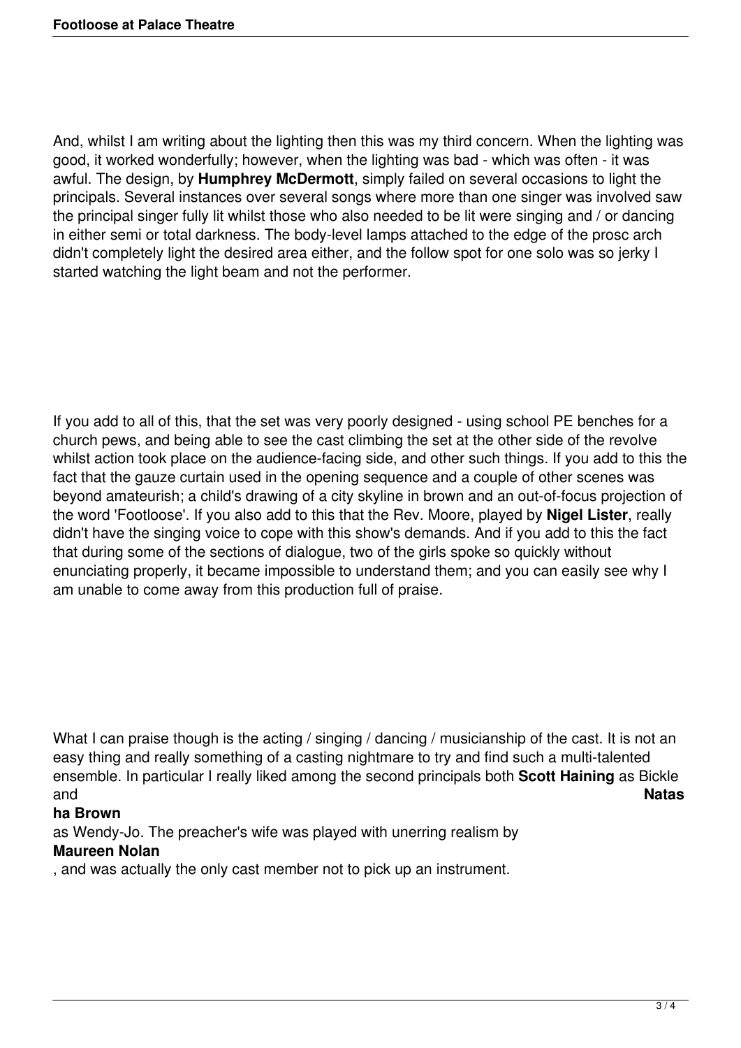And, whilst I am writing about the lighting then this was my third concern. When the lighting was good, it worked wonderfully; however, when the lighting was bad - which was often - it was awful. The design, by **Humphrey McDermott**, simply failed on several occasions to light the principals. Several instances over several songs where more than one singer was involved saw the principal singer fully lit whilst those who also needed to be lit were singing and / or dancing in either semi or total darkness. The body-level lamps attached to the edge of the prosc arch didn't completely light the desired area either, and the follow spot for one solo was so jerky I started watching the light beam and not the performer.

If you add to all of this, that the set was very poorly designed - using school PE benches for a church pews, and being able to see the cast climbing the set at the other side of the revolve whilst action took place on the audience-facing side, and other such things. If you add to this the fact that the gauze curtain used in the opening sequence and a couple of other scenes was beyond amateurish; a child's drawing of a city skyline in brown and an out-of-focus projection of the word 'Footloose'. If you also add to this that the Rev. Moore, played by **Nigel Lister**, really didn't have the singing voice to cope with this show's demands. And if you add to this the fact that during some of the sections of dialogue, two of the girls spoke so quickly without enunciating properly, it became impossible to understand them; and you can easily see why I am unable to come away from this production full of praise.

What I can praise though is the acting / singing / dancing / musicianship of the cast. It is not an easy thing and really something of a casting nightmare to try and find such a multi-talented ensemble. In particular I really liked among the second principals both **Scott Haining** as Bickle and **Natasha Brown** as Wendy-Jo. The preacher's wife was played with unerring realism by **Maureen Nolan**, and was actually the only cast member not to pick up an instrument.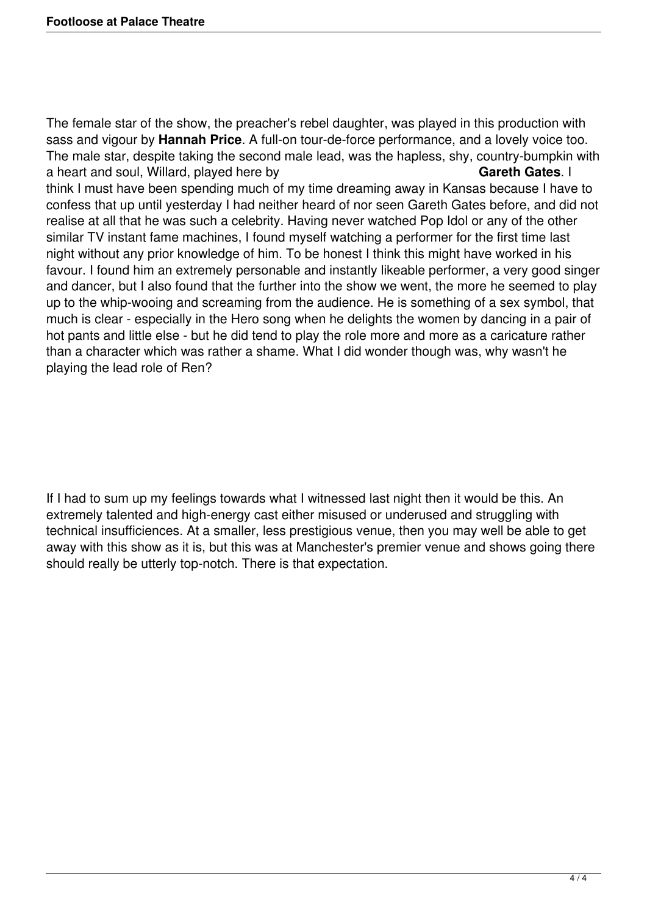The female star of the show, the preacher's rebel daughter, was played in this production with sass and vigour by **Hannah Price**. A full-on tour-de-force performance, and a lovely voice too. The male star, despite taking the second male lead, was the hapless, shy, country-bumpkin with a heart and soul, Willard, played here by **Gareth Gates**. I think I must have been spending much of my time dreaming away in Kansas because I have to confess that up until yesterday I had neither heard of nor seen Gareth Gates before, and did not realise at all that he was such a celebrity. Having never watched Pop Idol or any of the other similar TV instant fame machines, I found myself watching a performer for the first time last night without any prior knowledge of him. To be honest I think this might have worked in his favour. I found him an extremely personable and instantly likeable performer, a very good singer and dancer, but I also found that the further into the show we went, the more he seemed to play up to the whip-wooing and screaming from the audience. He is something of a sex symbol, that much is clear - especially in the Hero song when he delights the women by dancing in a pair of hot pants and little else - but he did tend to play the role more and more as a caricature rather than a character which was rather a shame. What I did wonder though was, why wasn't he playing the lead role of Ren?

If I had to sum up my feelings towards what I witnessed last night then it would be this. An extremely talented and high-energy cast either misused or underused and struggling with technical insufficiences. At a smaller, less prestigious venue, then you may well be able to get away with this show as it is, but this was at Manchester's premier venue and shows going there should really be utterly top-notch. There is that expectation.